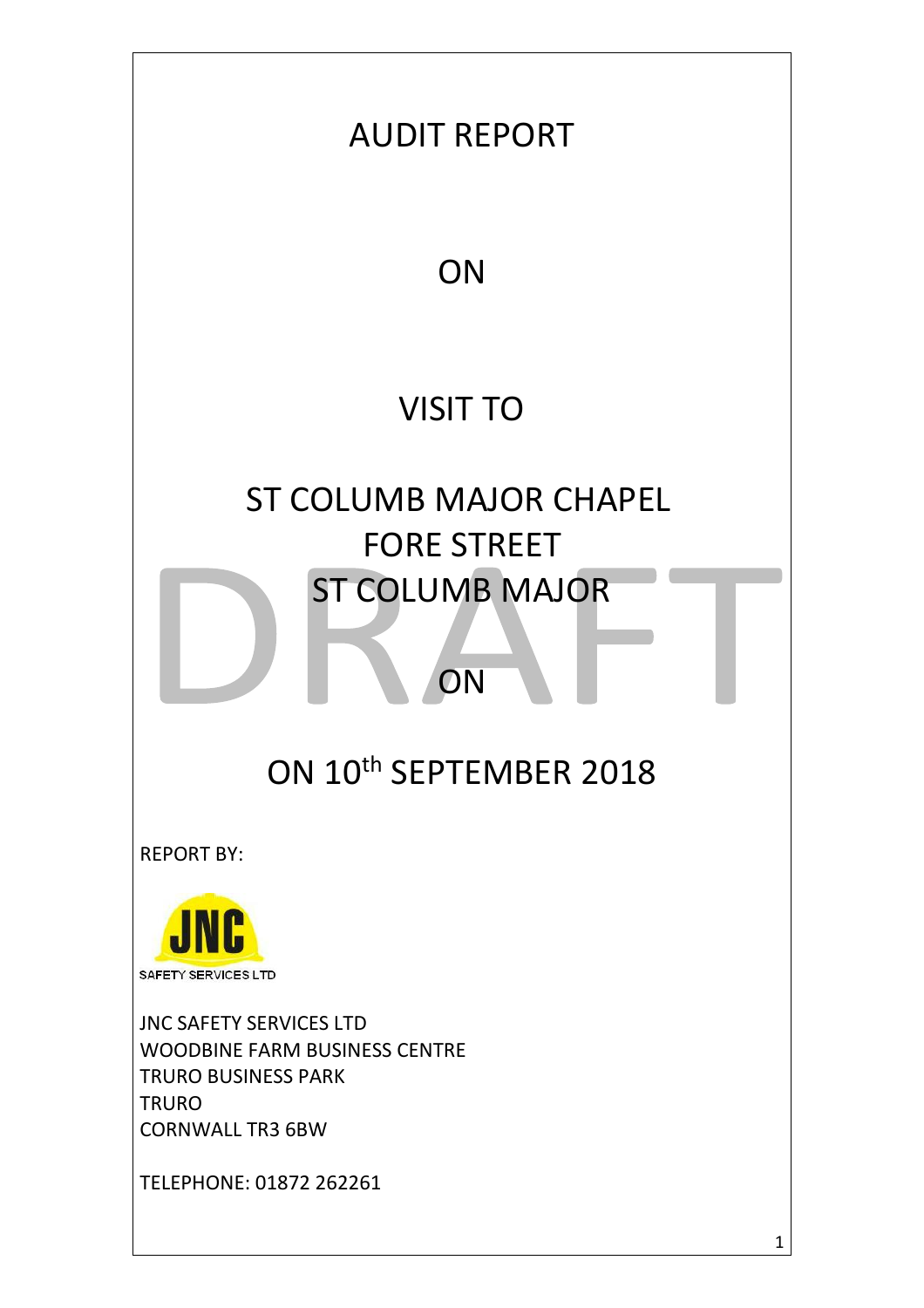# AUDIT REPORT

ON

VISIT TO

ST COLUMB MAJOR CHAPEL
FORE STREET
ST COLUMB MAJOR

ON

ON 10th SEPTEMBER 2018

DRAFT

REPORT BY:

JNC
SAFETY SERVICES LTD

JNC SAFETY SERVICES LTD
WOODBINE FARM BUSINESS CENTRE
TRURO BUSINESS PARK
TRURO
CORNWALL TR3 6BW

TELEPHONE: 01872 262261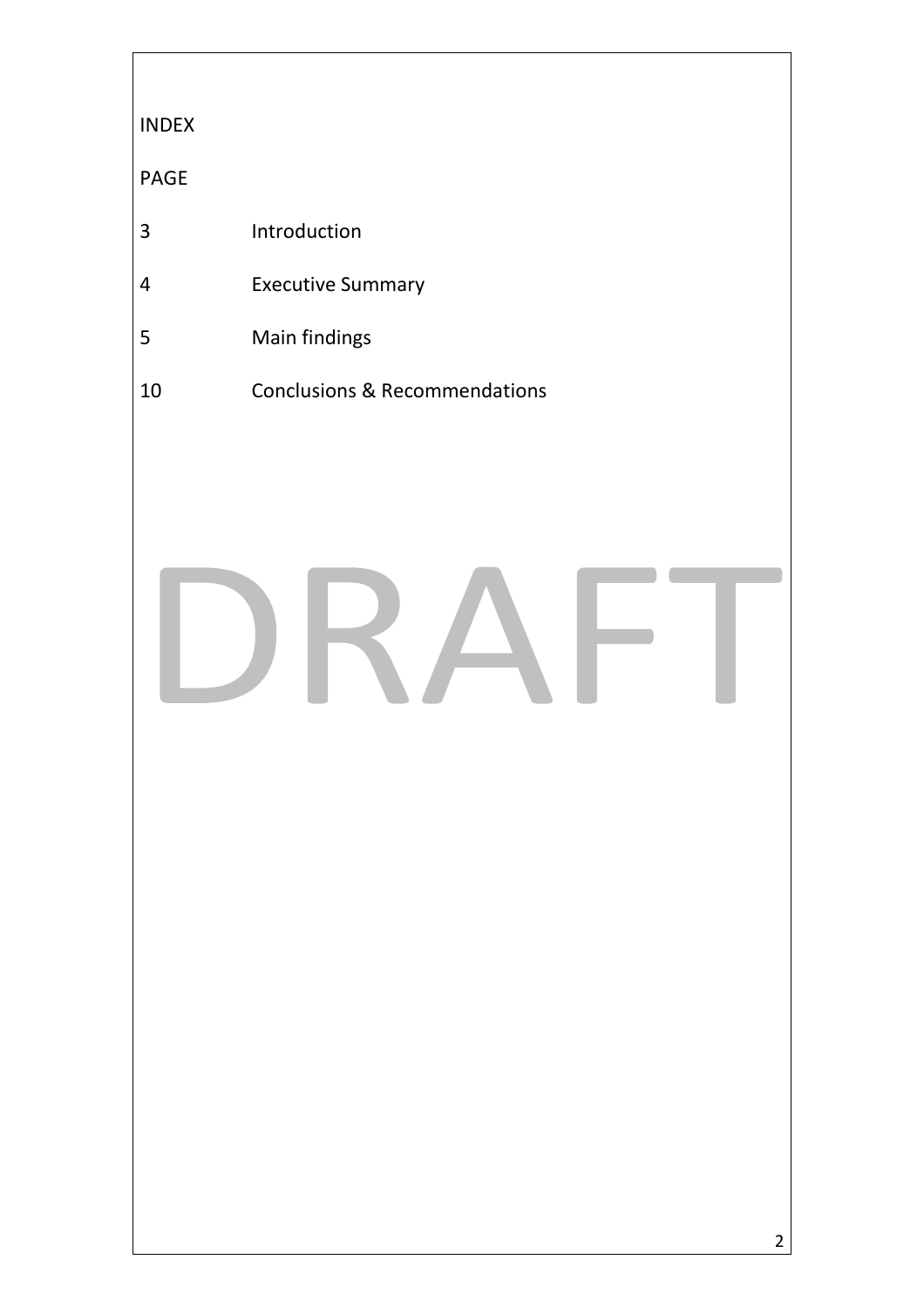INDEX

PAGE

| | |
|---|---|
| 3 | Introduction |
| 4 | Executive Summary |
| 5 | Main findings |
| 10 | Conclusions & Recommendations |

DRAFT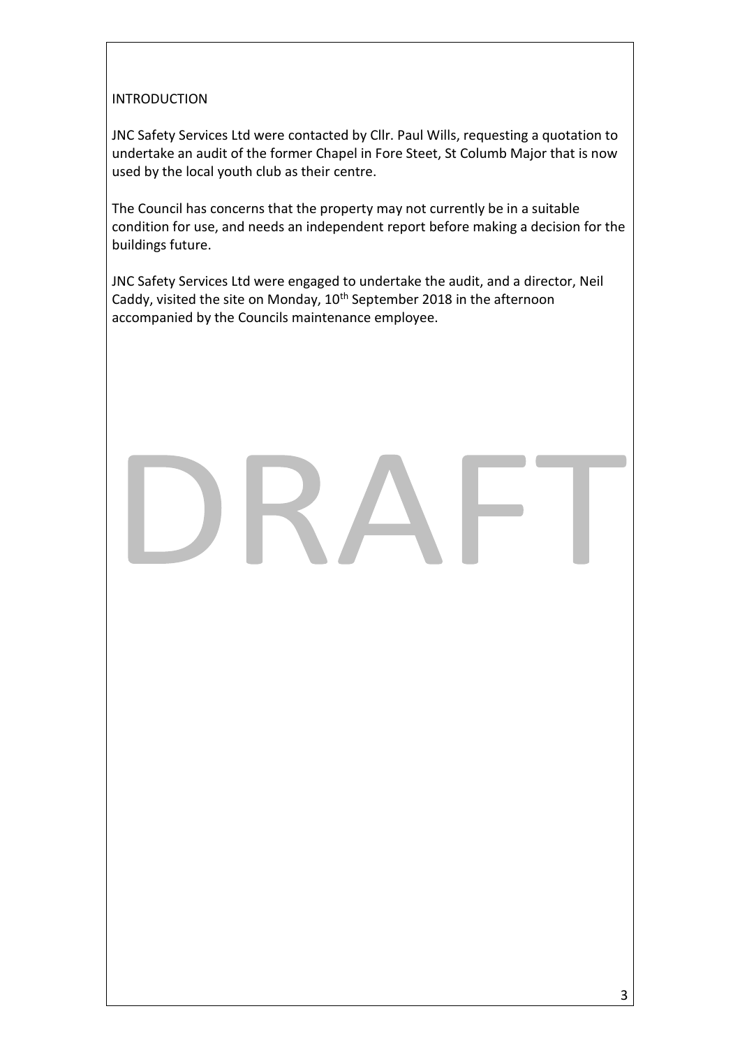# INTRODUCTION

JNC Safety Services Ltd were contacted by Cllr. Paul Wills, requesting a quotation to undertake an audit of the former Chapel in Fore Steet, St Columb Major that is now used by the local youth club as their centre.

The Council has concerns that the property may not currently be in a suitable condition for use, and needs an independent report before making a decision for the buildings future.

JNC Safety Services Ltd were engaged to undertake the audit, and a director, Neil Caddy, visited the site on Monday, 10th September 2018 in the afternoon accompanied by the Councils maintenance employee.

DRAFT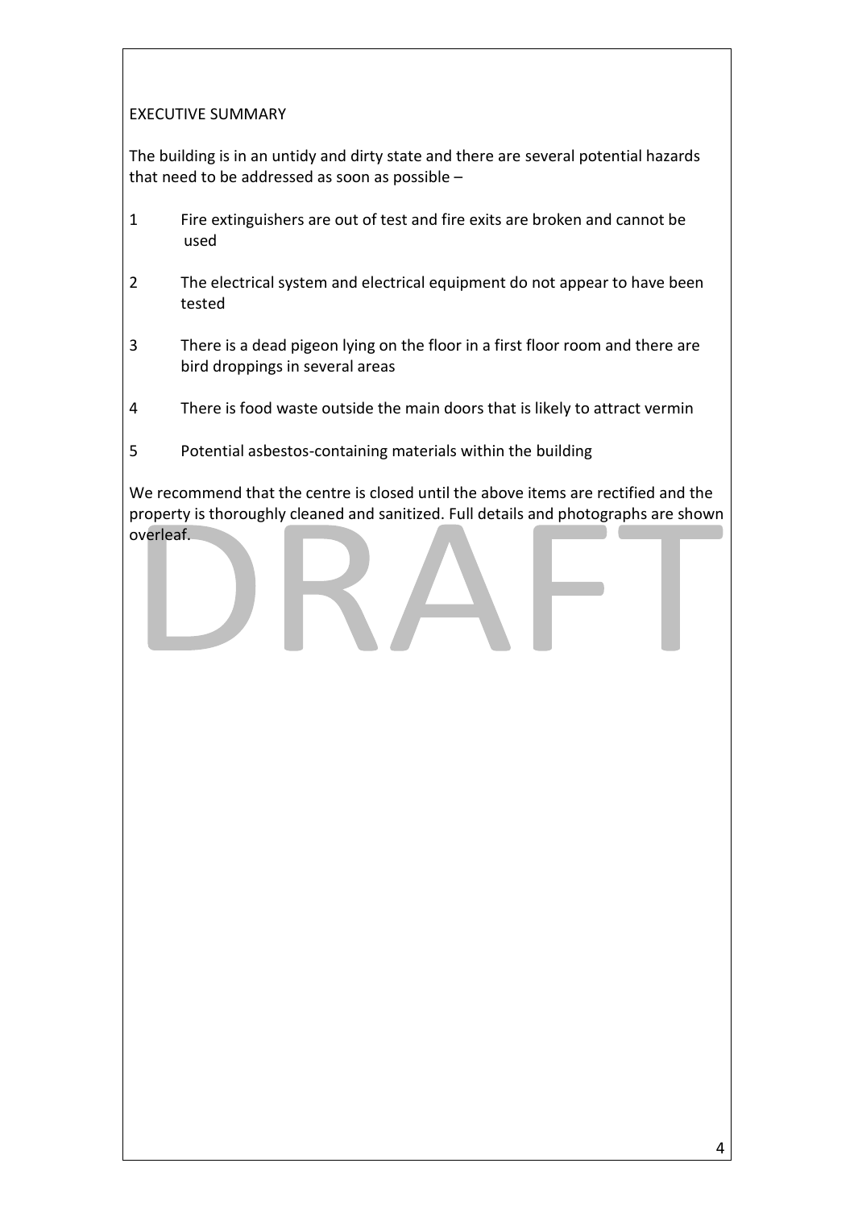## EXECUTIVE SUMMARY

The building is in an untidy and dirty state and there are several potential hazards that need to be addressed as soon as possible –

1. Fire extinguishers are out of test and fire exits are broken and cannot be used
2. The electrical system and electrical equipment do not appear to have been tested
3. There is a dead pigeon lying on the floor in a first floor room and there are bird droppings in several areas
4. There is food waste outside the main doors that is likely to attract vermin
5. Potential asbestos-containing materials within the building

We recommend that the centre is closed until the above items are rectified and the property is thoroughly cleaned and sanitized. Full details and photographs are shown overleaf.

DRAFT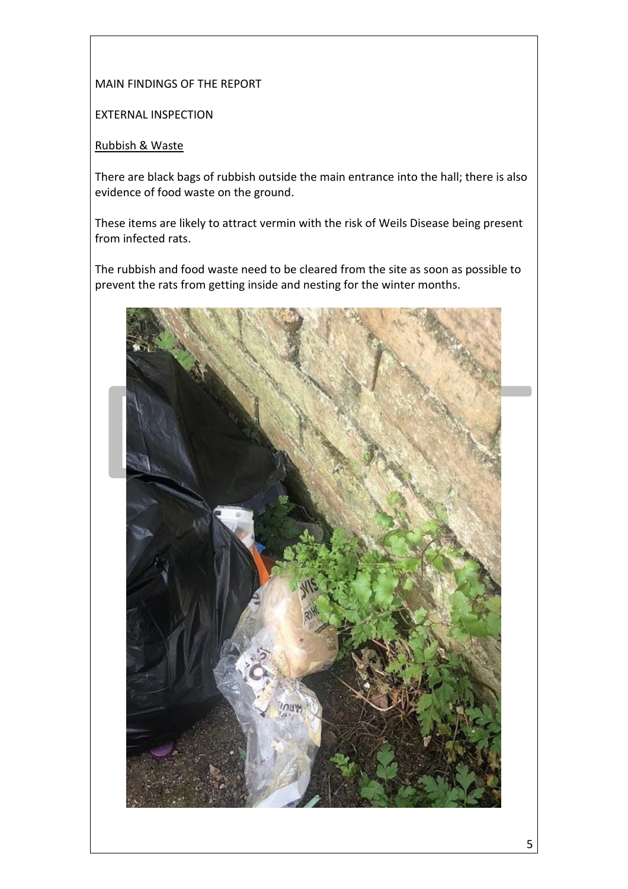MAIN FINDINGS OF THE REPORT

EXTERNAL INSPECTION

Rubbish & Waste

There are black bags of rubbish outside the main entrance into the hall; there is also evidence of food waste on the ground.

These items are likely to attract vermin with the risk of Weils Disease being present from infected rats.

The rubbish and food waste need to be cleared from the site as soon as possible to prevent the rats from getting inside and nesting for the winter months.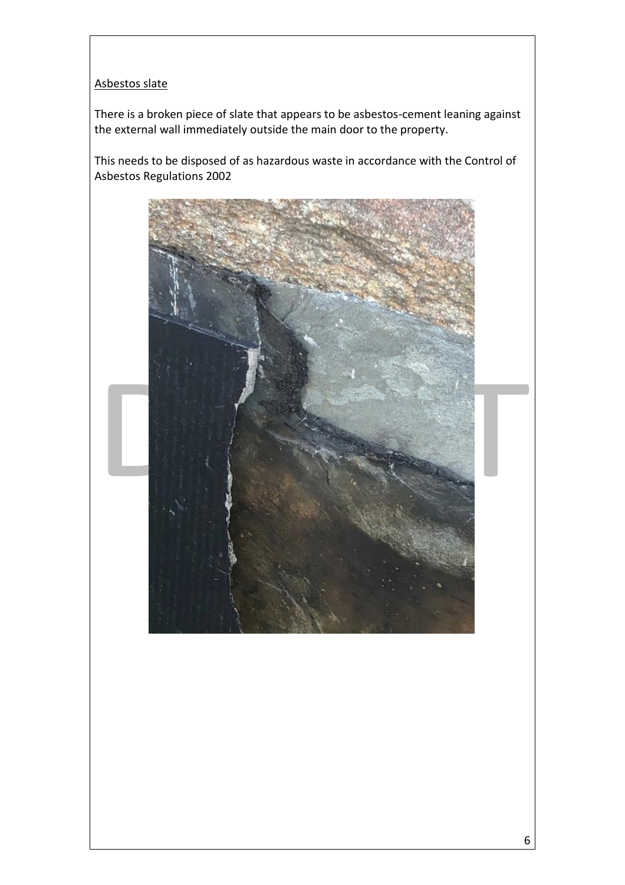<u>Asbestos slate</u>

There is a broken piece of slate that appears to be asbestos-cement leaning against the external wall immediately outside the main door to the property.

This needs to be disposed of as hazardous waste in accordance with the Control of Asbestos Regulations 2002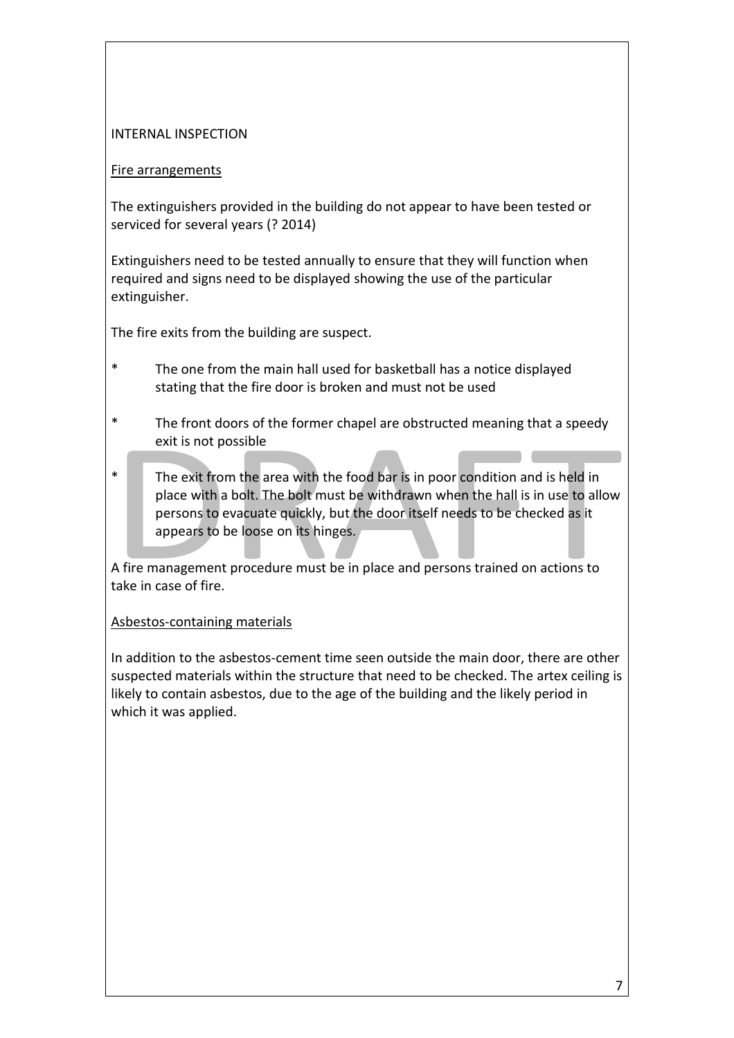INTERNAL INSPECTION

<u>Fire arrangements</u>

The extinguishers provided in the building do not appear to have been tested or serviced for several years (? 2014)

Extinguishers need to be tested annually to ensure that they will function when required and signs need to be displayed showing the use of the particular extinguisher.

The fire exits from the building are suspect.

* The one from the main hall used for basketball has a notice displayed stating that the fire door is broken and must not be used
* The front doors of the former chapel are obstructed meaning that a speedy exit is not possible
* The exit from the area with the food bar is in poor condition and is held in place with a bolt. The bolt must be withdrawn when the hall is in use to allow persons to evacuate quickly, but the door itself needs to be checked as it appears to be loose on its hinges.

A fire management procedure must be in place and persons trained on actions to take in case of fire.

<u>Asbestos-containing materials</u>

In addition to the asbestos-cement time seen outside the main door, there are other suspected materials within the structure that need to be checked. The artex ceiling is likely to contain asbestos, due to the age of the building and the likely period in which it was applied.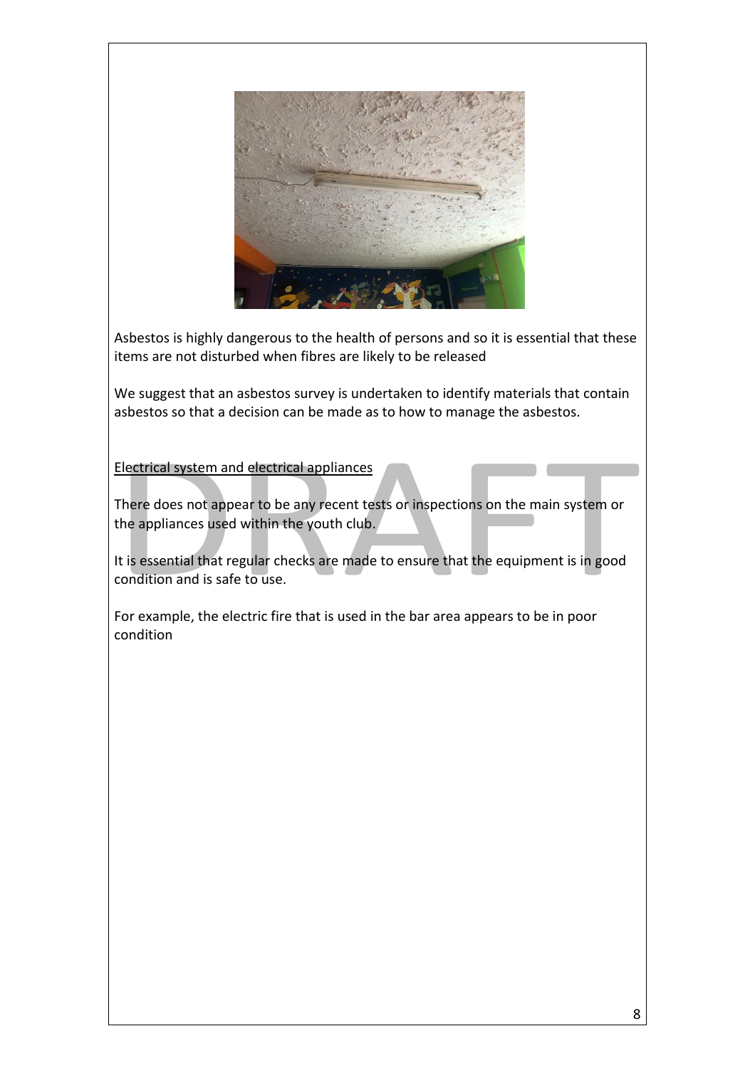Asbestos is highly dangerous to the health of persons and so it is essential that these items are not disturbed when fibres are likely to be released

We suggest that an asbestos survey is undertaken to identify materials that contain asbestos so that a decision can be made as to how to manage the asbestos.

<u>Electrical system and electrical appliances</u>

There does not appear to be any recent tests or inspections on the main system or the appliances used within the youth club.

It is essential that regular checks are made to ensure that the equipment is in good condition and is safe to use.

For example, the electric fire that is used in the bar area appears to be in poor condition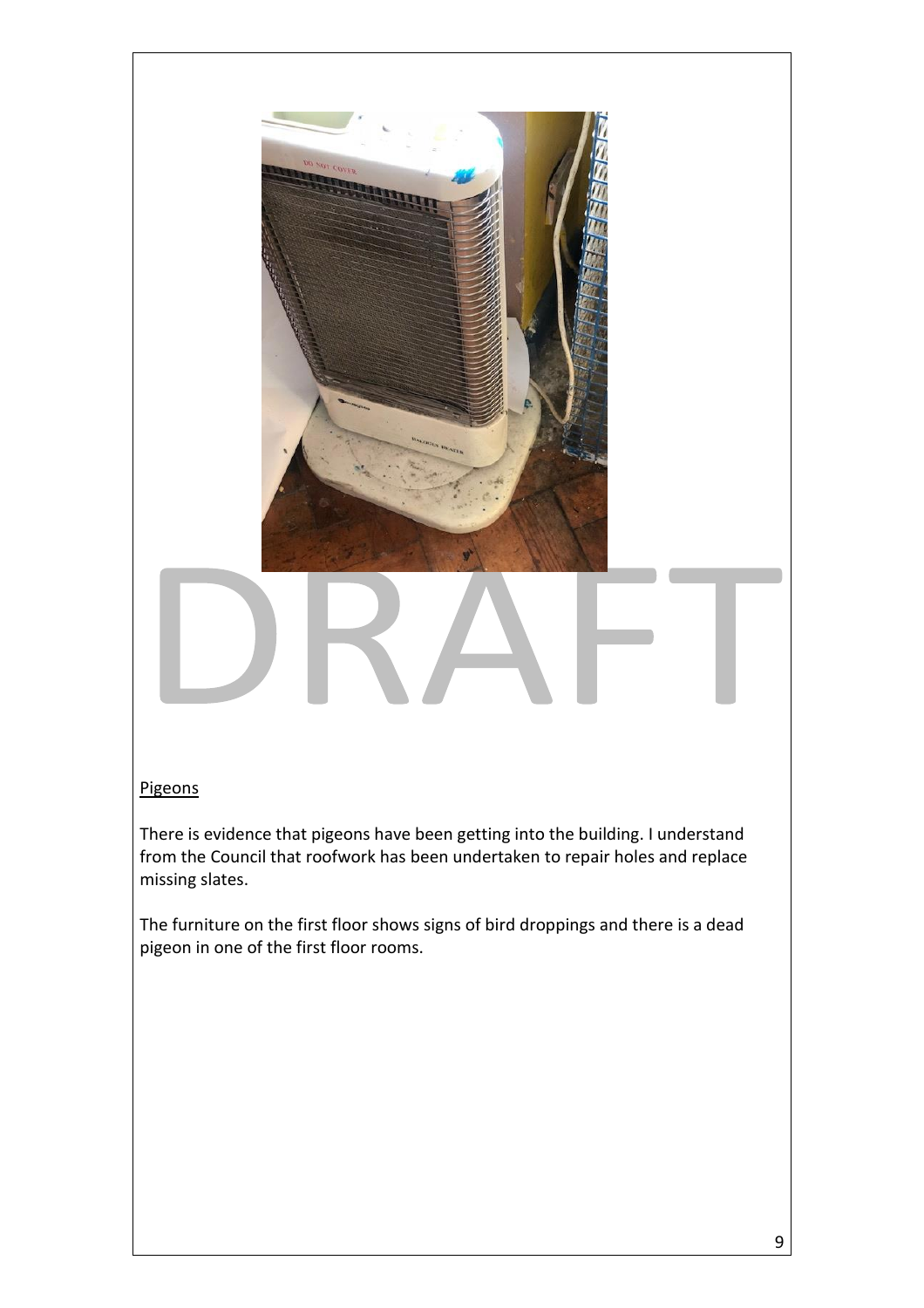Pigeons

There is evidence that pigeons have been getting into the building. I understand from the Council that roofwork has been undertaken to repair holes and replace missing slates.

The furniture on the first floor shows signs of bird droppings and there is a dead pigeon in one of the first floor rooms.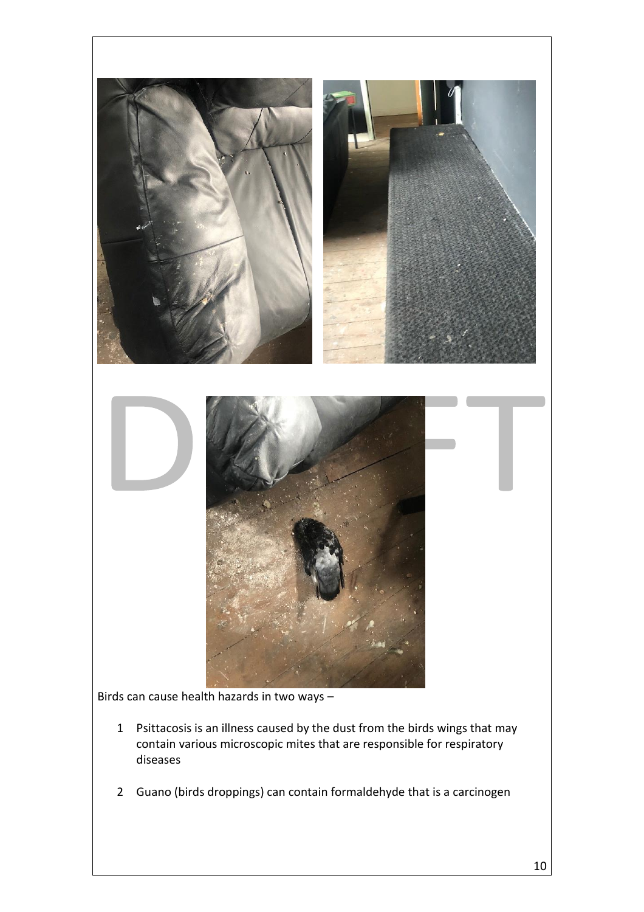Birds can cause health hazards in two ways –

1. Psittacosis is an illness caused by the dust from the birds wings that may contain various microscopic mites that are responsible for respiratory diseases

2. Guano (birds droppings) can contain formaldehyde that is a carcinogen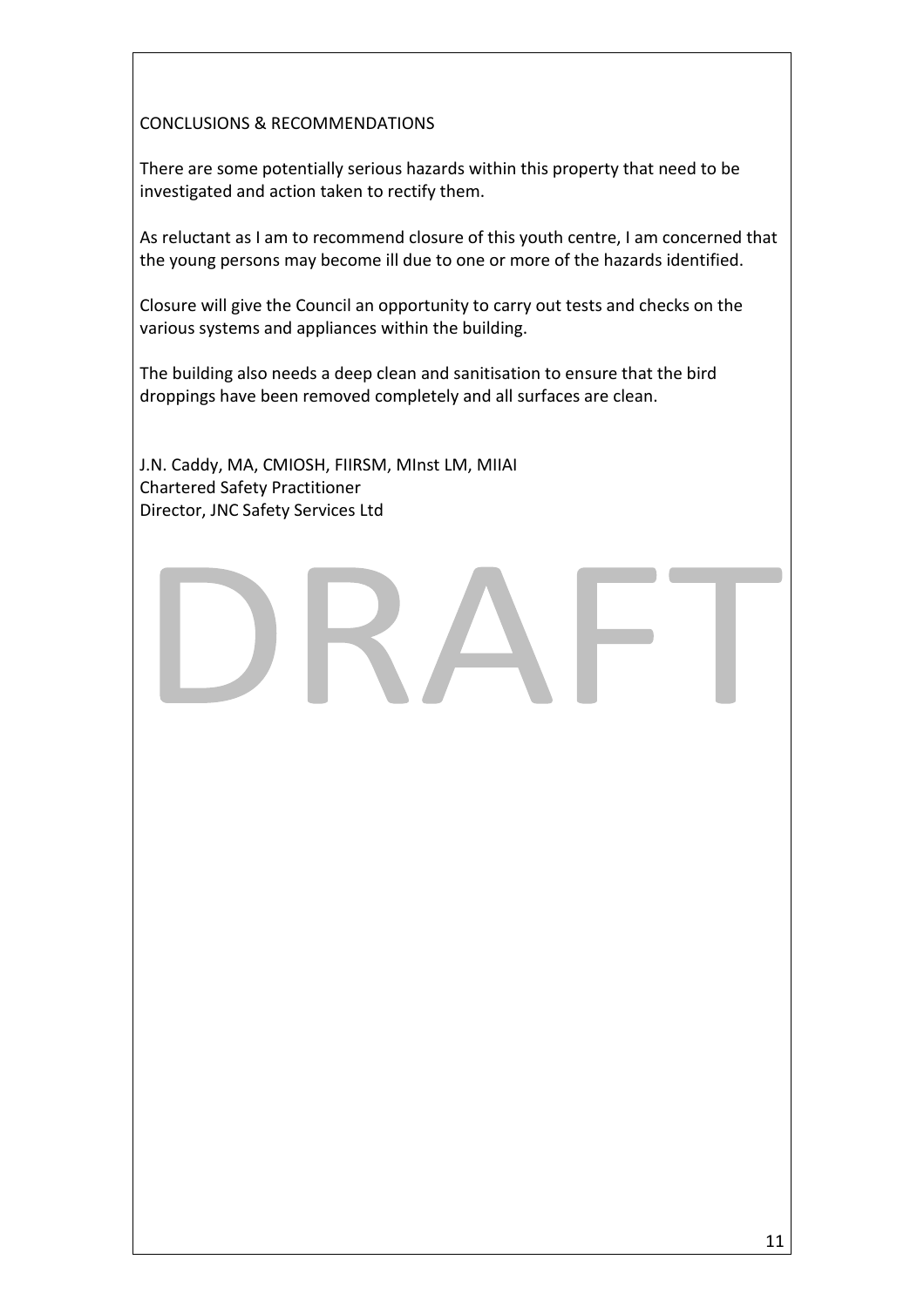## CONCLUSIONS & RECOMMENDATIONS

There are some potentially serious hazards within this property that need to be investigated and action taken to rectify them.

As reluctant as I am to recommend closure of this youth centre, I am concerned that the young persons may become ill due to one or more of the hazards identified.

Closure will give the Council an opportunity to carry out tests and checks on the various systems and appliances within the building.

The building also needs a deep clean and sanitisation to ensure that the bird droppings have been removed completely and all surfaces are clean.

J.N. Caddy, MA, CMIOSH, FIIRSM, MInst LM, MIIAI
Chartered Safety Practitioner
Director, JNC Safety Services Ltd

DRAFT